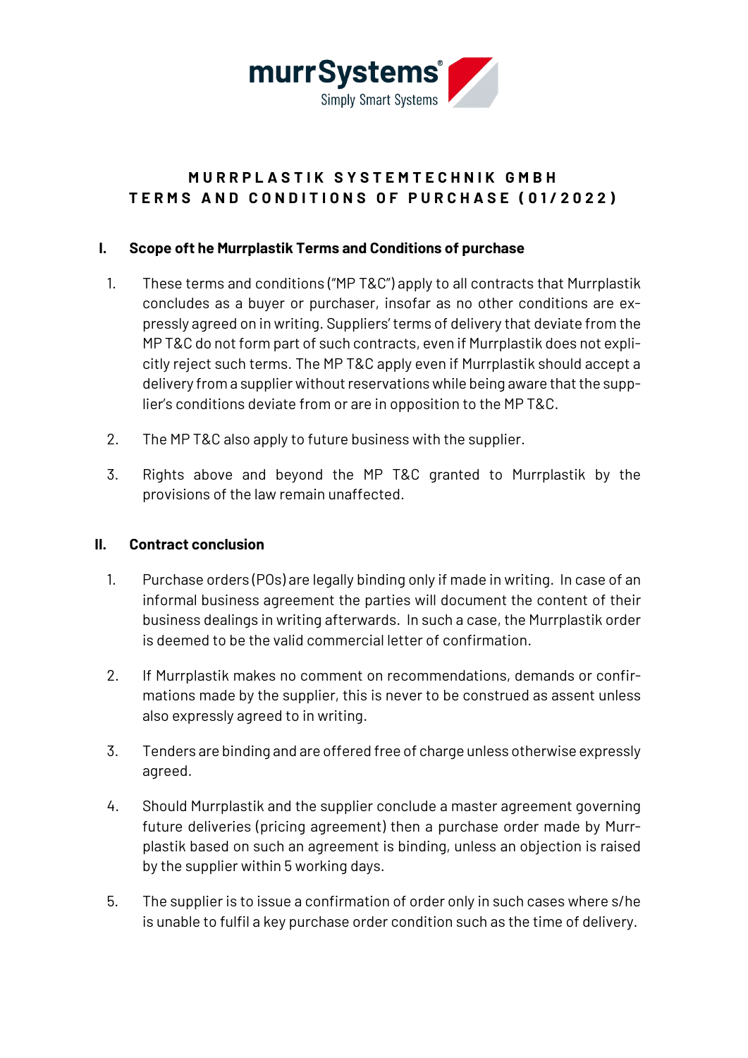murrSystems® Simply Smart Systems

# MURRPLASTIK SYSTEMTECHNIK GMBH
# TERMS AND CONDITIONS OF PURCHASE (01/2022)

## I. Scope oft he Murrplastik Terms and Conditions of purchase

1. These terms and conditions ("MP T&C") apply to all contracts that Murrplastik concludes as a buyer or purchaser, insofar as no other conditions are expressly agreed on in writing. Suppliers' terms of delivery that deviate from the MP T&C do not form part of such contracts, even if Murrplastik does not explicitly reject such terms. The MP T&C apply even if Murrplastik should accept a delivery from a supplier without reservations while being aware that the supplier's conditions deviate from or are in opposition to the MP T&C.

2. The MP T&C also apply to future business with the supplier.

3. Rights above and beyond the MP T&C granted to Murrplastik by the provisions of the law remain unaffected.

## II. Contract conclusion

1. Purchase orders (POs) are legally binding only if made in writing. In case of an informal business agreement the parties will document the content of their business dealings in writing afterwards. In such a case, the Murrplastik order is deemed to be the valid commercial letter of confirmation.

2. If Murrplastik makes no comment on recommendations, demands or confirmations made by the supplier, this is never to be construed as assent unless also expressly agreed to in writing.

3. Tenders are binding and are offered free of charge unless otherwise expressly agreed.

4. Should Murrplastik and the supplier conclude a master agreement governing future deliveries (pricing agreement) then a purchase order made by Murrplastik based on such an agreement is binding, unless an objection is raised by the supplier within 5 working days.

5. The supplier is to issue a confirmation of order only in such cases where s/he is unable to fulfil a key purchase order condition such as the time of delivery.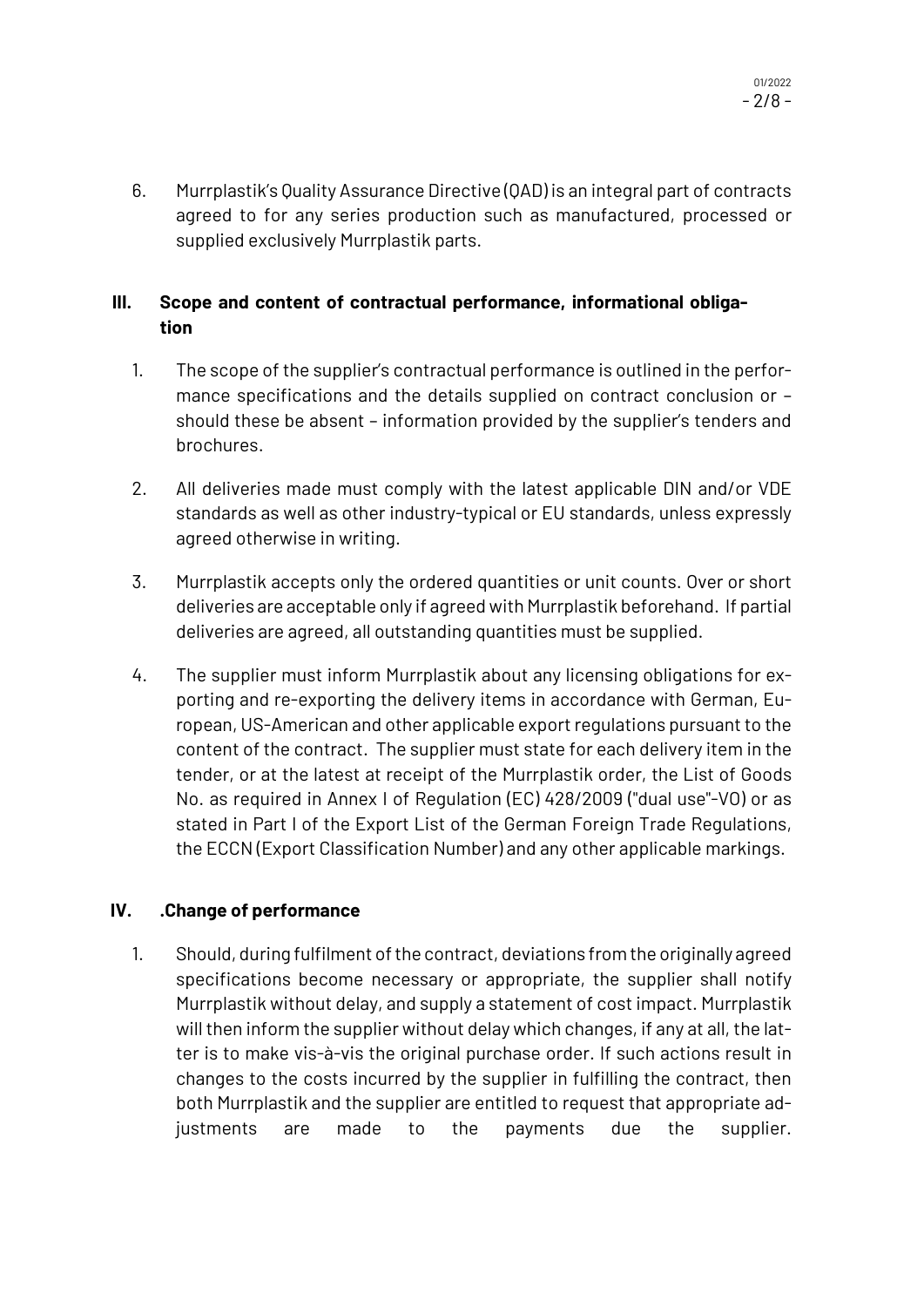6. Murrplastik's Quality Assurance Directive (QAD) is an integral part of contracts agreed to for any series production such as manufactured, processed or supplied exclusively Murrplastik parts.

## III. Scope and content of contractual performance, informational obligation

1. The scope of the supplier's contractual performance is outlined in the performance specifications and the details supplied on contract conclusion or – should these be absent – information provided by the supplier's tenders and brochures.

2. All deliveries made must comply with the latest applicable DIN and/or VDE standards as well as other industry-typical or EU standards, unless expressly agreed otherwise in writing.

3. Murrplastik accepts only the ordered quantities or unit counts. Over or short deliveries are acceptable only if agreed with Murrplastik beforehand. If partial deliveries are agreed, all outstanding quantities must be supplied.

4. The supplier must inform Murrplastik about any licensing obligations for exporting and re-exporting the delivery items in accordance with German, European, US-American and other applicable export regulations pursuant to the content of the contract. The supplier must state for each delivery item in the tender, or at the latest at receipt of the Murrplastik order, the List of Goods No. as required in Annex I of Regulation (EC) 428/2009 ("dual use"-VO) or as stated in Part I of the Export List of the German Foreign Trade Regulations, the ECCN (Export Classification Number) and any other applicable markings.

## IV. .Change of performance

1. Should, during fulfilment of the contract, deviations from the originally agreed specifications become necessary or appropriate, the supplier shall notify Murrplastik without delay, and supply a statement of cost impact. Murrplastik will then inform the supplier without delay which changes, if any at all, the latter is to make vis-à-vis the original purchase order. If such actions result in changes to the costs incurred by the supplier in fulfilling the contract, then both Murrplastik and the supplier are entitled to request that appropriate adjustments are made to the payments due the supplier.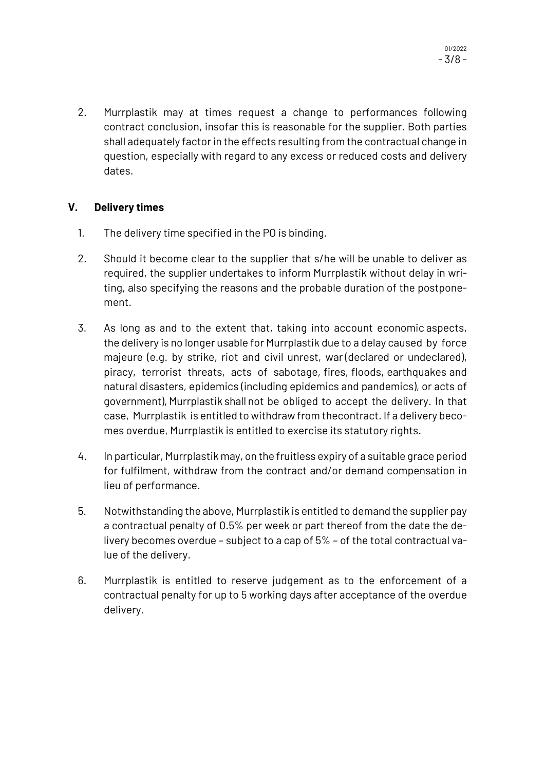2. Murrplastik may at times request a change to performances following contract conclusion, insofar this is reasonable for the supplier. Both parties shall adequately factor in the effects resulting from the contractual change in question, especially with regard to any excess or reduced costs and delivery dates.

## V. Delivery times

1. The delivery time specified in the PO is binding.

2. Should it become clear to the supplier that s/he will be unable to deliver as required, the supplier undertakes to inform Murrplastik without delay in writing, also specifying the reasons and the probable duration of the postponement.

3. As long as and to the extent that, taking into account economic aspects, the delivery is no longer usable for Murrplastik due to a delay caused by force majeure (e.g. by strike, riot and civil unrest, war (declared or undeclared), piracy, terrorist threats, acts of sabotage, fires, floods, earthquakes and natural disasters, epidemics (including epidemics and pandemics), or acts of government), Murrplastik shall not be obliged to accept the delivery. In that case, Murrplastik is entitled to withdraw from thecontract. If a delivery becomes overdue, Murrplastik is entitled to exercise its statutory rights.

4. In particular, Murrplastik may, on the fruitless expiry of a suitable grace period for fulfilment, withdraw from the contract and/or demand compensation in lieu of performance.

5. Notwithstanding the above, Murrplastik is entitled to demand the supplier pay a contractual penalty of 0.5% per week or part thereof from the date the delivery becomes overdue – subject to a cap of 5% – of the total contractual value of the delivery.

6. Murrplastik is entitled to reserve judgement as to the enforcement of a contractual penalty for up to 5 working days after acceptance of the overdue delivery.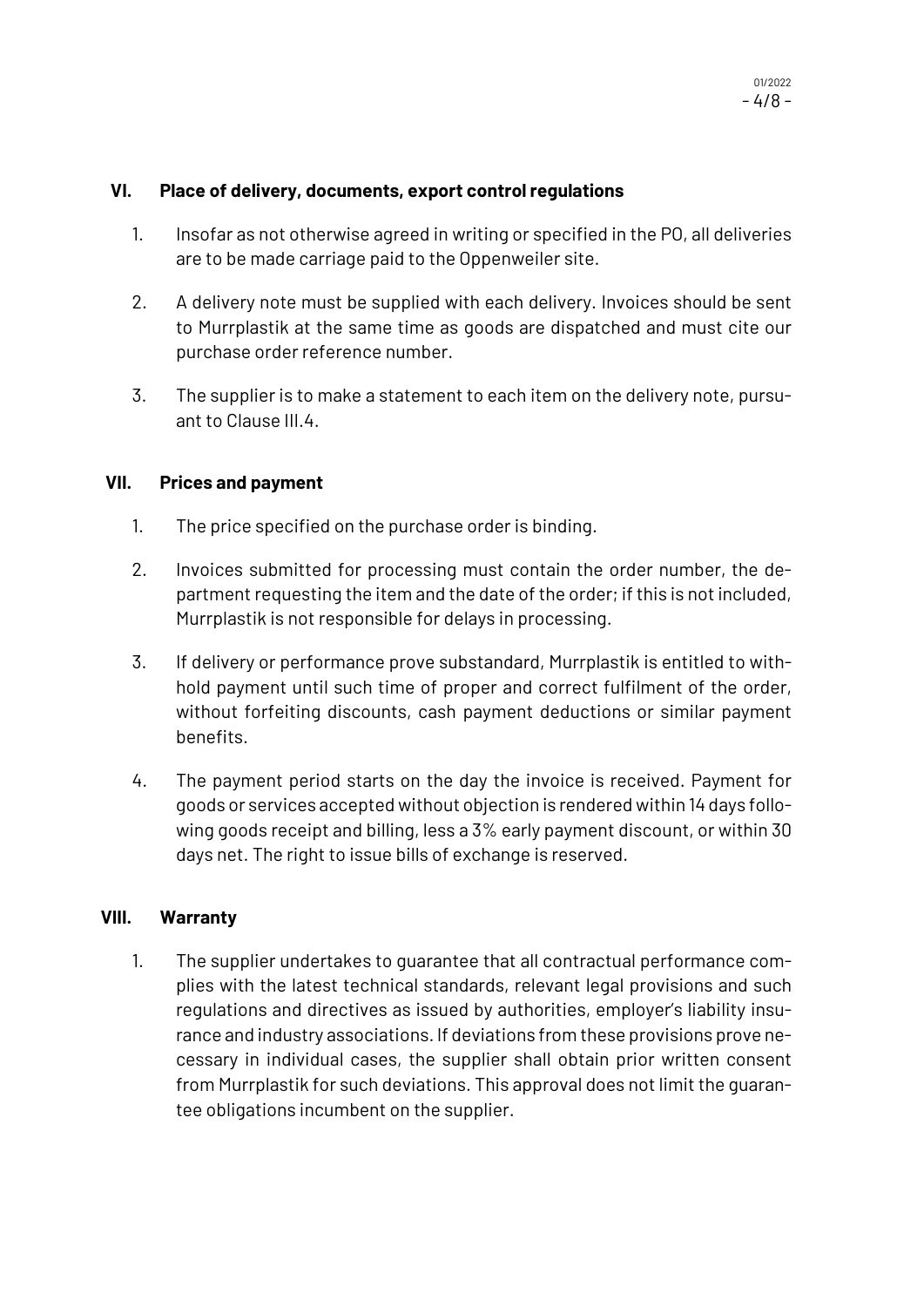## VI. Place of delivery, documents, export control regulations

1. Insofar as not otherwise agreed in writing or specified in the PO, all deliveries are to be made carriage paid to the Oppenweiler site.

2. A delivery note must be supplied with each delivery. Invoices should be sent to Murrplastik at the same time as goods are dispatched and must cite our purchase order reference number.

3. The supplier is to make a statement to each item on the delivery note, pursuant to Clause III.4.

## VII. Prices and payment

1. The price specified on the purchase order is binding.

2. Invoices submitted for processing must contain the order number, the department requesting the item and the date of the order; if this is not included, Murrplastik is not responsible for delays in processing.

3. If delivery or performance prove substandard, Murrplastik is entitled to withhold payment until such time of proper and correct fulfilment of the order, without forfeiting discounts, cash payment deductions or similar payment benefits.

4. The payment period starts on the day the invoice is received. Payment for goods or services accepted without objection is rendered within 14 days following goods receipt and billing, less a 3% early payment discount, or within 30 days net. The right to issue bills of exchange is reserved.

## VIII. Warranty

1. The supplier undertakes to guarantee that all contractual performance complies with the latest technical standards, relevant legal provisions and such regulations and directives as issued by authorities, employer's liability insurance and industry associations. If deviations from these provisions prove necessary in individual cases, the supplier shall obtain prior written consent from Murrplastik for such deviations. This approval does not limit the guarantee obligations incumbent on the supplier.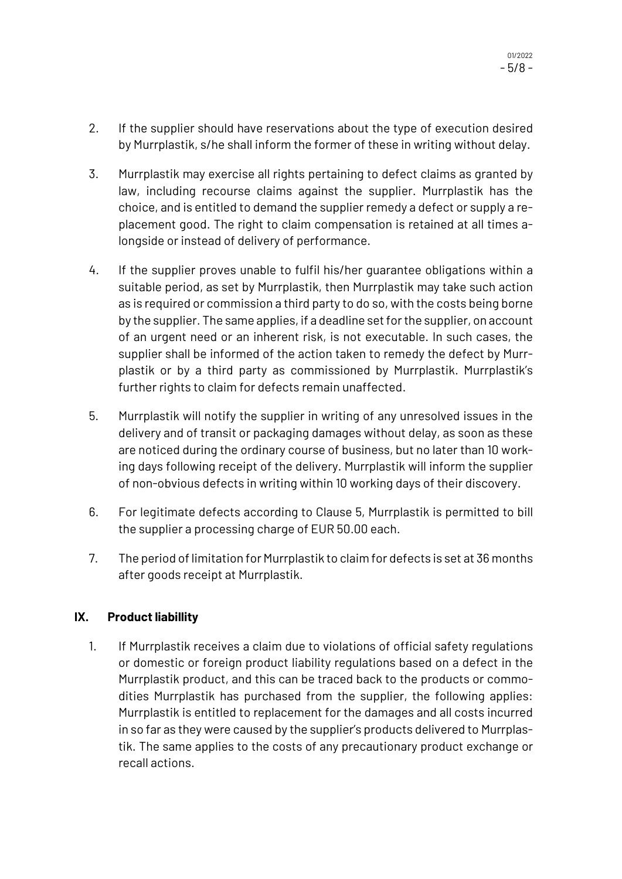2. If the supplier should have reservations about the type of execution desired by Murrplastik, s/he shall inform the former of these in writing without delay.

3. Murrplastik may exercise all rights pertaining to defect claims as granted by law, including recourse claims against the supplier. Murrplastik has the choice, and is entitled to demand the supplier remedy a defect or supply a replacement good. The right to claim compensation is retained at all times alongside or instead of delivery of performance.

4. If the supplier proves unable to fulfil his/her guarantee obligations within a suitable period, as set by Murrplastik, then Murrplastik may take such action as is required or commission a third party to do so, with the costs being borne by the supplier. The same applies, if a deadline set for the supplier, on account of an urgent need or an inherent risk, is not executable. In such cases, the supplier shall be informed of the action taken to remedy the defect by Murrplastik or by a third party as commissioned by Murrplastik. Murrplastik's further rights to claim for defects remain unaffected.

5. Murrplastik will notify the supplier in writing of any unresolved issues in the delivery and of transit or packaging damages without delay, as soon as these are noticed during the ordinary course of business, but no later than 10 working days following receipt of the delivery. Murrplastik will inform the supplier of non-obvious defects in writing within 10 working days of their discovery.

6. For legitimate defects according to Clause 5, Murrplastik is permitted to bill the supplier a processing charge of EUR 50.00 each.

7. The period of limitation for Murrplastik to claim for defects is set at 36 months after goods receipt at Murrplastik.

## IX. Product liabillity

1. If Murrplastik receives a claim due to violations of official safety regulations or domestic or foreign product liability regulations based on a defect in the Murrplastik product, and this can be traced back to the products or commodities Murrplastik has purchased from the supplier, the following applies: Murrplastik is entitled to replacement for the damages and all costs incurred in so far as they were caused by the supplier's products delivered to Murrplastik. The same applies to the costs of any precautionary product exchange or recall actions.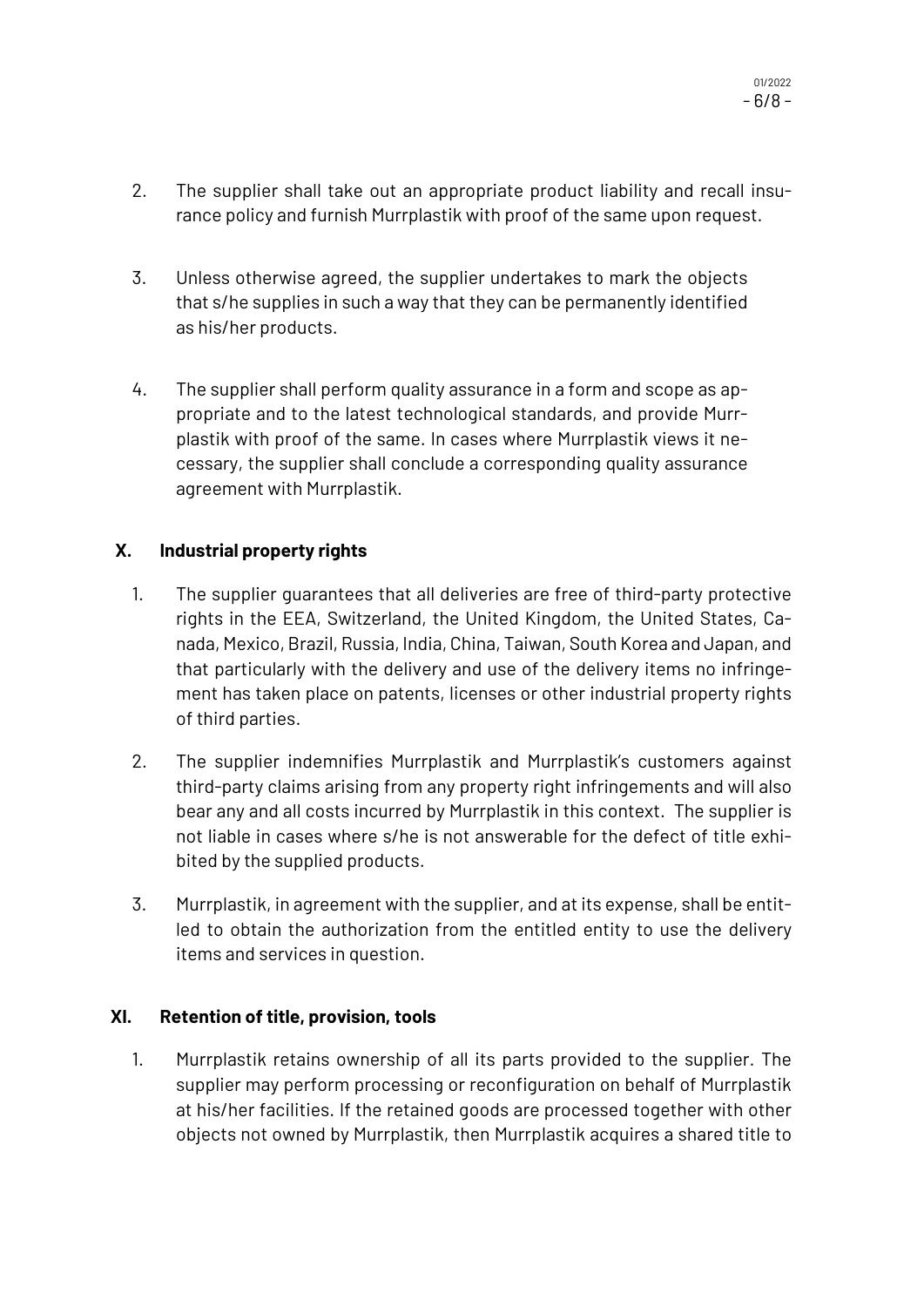2. The supplier shall take out an appropriate product liability and recall insurance policy and furnish Murrplastik with proof of the same upon request.

3. Unless otherwise agreed, the supplier undertakes to mark the objects that s/he supplies in such a way that they can be permanently identified as his/her products.

4. The supplier shall perform quality assurance in a form and scope as appropriate and to the latest technological standards, and provide Murrplastik with proof of the same. In cases where Murrplastik views it necessary, the supplier shall conclude a corresponding quality assurance agreement with Murrplastik.

## X. Industrial property rights

1. The supplier guarantees that all deliveries are free of third-party protective rights in the EEA, Switzerland, the United Kingdom, the United States, Canada, Mexico, Brazil, Russia, India, China, Taiwan, South Korea and Japan, and that particularly with the delivery and use of the delivery items no infringement has taken place on patents, licenses or other industrial property rights of third parties.

2. The supplier indemnifies Murrplastik and Murrplastik's customers against third-party claims arising from any property right infringements and will also bear any and all costs incurred by Murrplastik in this context. The supplier is not liable in cases where s/he is not answerable for the defect of title exhibited by the supplied products.

3. Murrplastik, in agreement with the supplier, and at its expense, shall be entitled to obtain the authorization from the entitled entity to use the delivery items and services in question.

## XI. Retention of title, provision, tools

1. Murrplastik retains ownership of all its parts provided to the supplier. The supplier may perform processing or reconfiguration on behalf of Murrplastik at his/her facilities. If the retained goods are processed together with other objects not owned by Murrplastik, then Murrplastik acquires a shared title to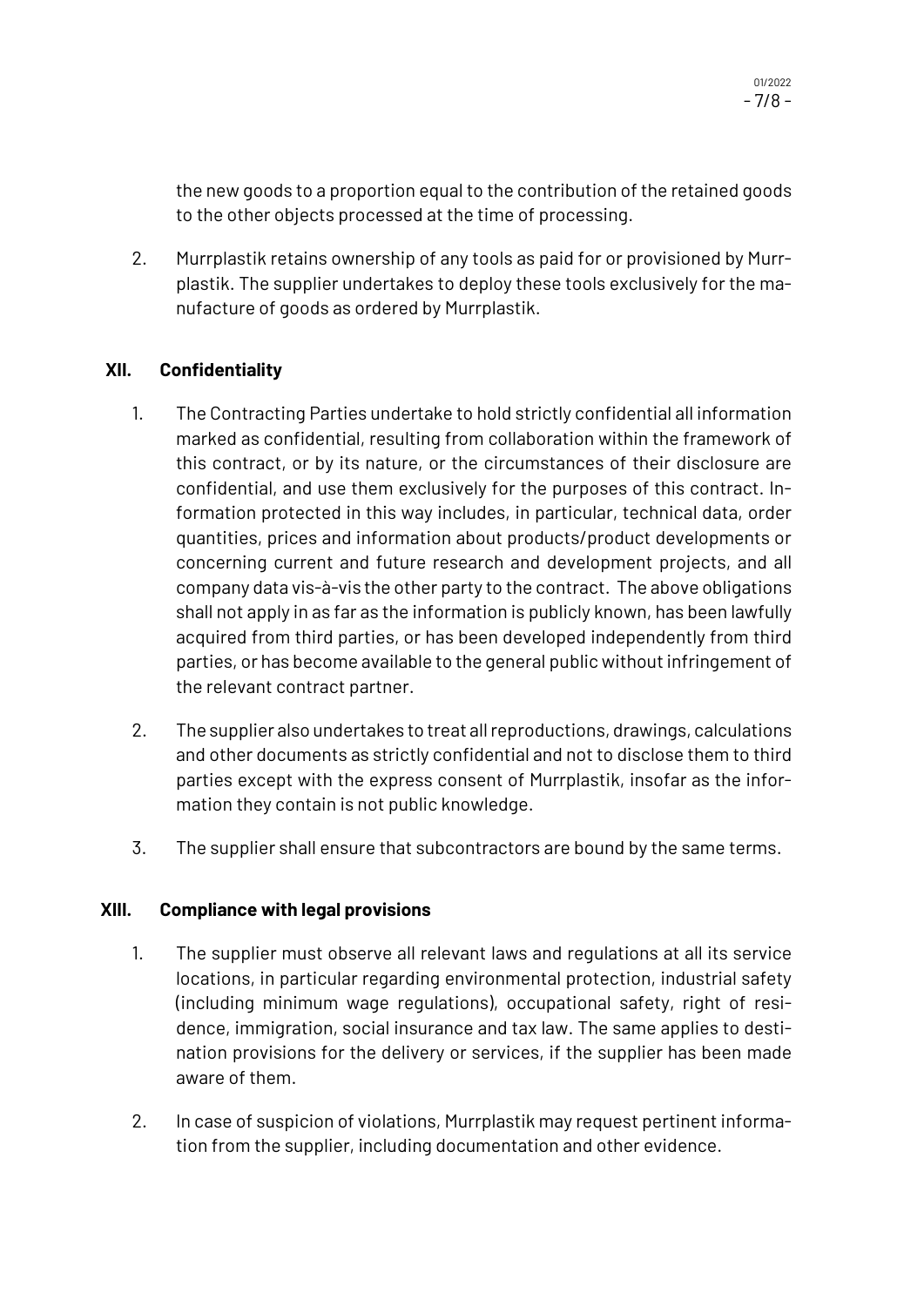the new goods to a proportion equal to the contribution of the retained goods to the other objects processed at the time of processing.

2. Murrplastik retains ownership of any tools as paid for or provisioned by Murrplastik. The supplier undertakes to deploy these tools exclusively for the manufacture of goods as ordered by Murrplastik.

## XII. Confidentiality

1. The Contracting Parties undertake to hold strictly confidential all information marked as confidential, resulting from collaboration within the framework of this contract, or by its nature, or the circumstances of their disclosure are confidential, and use them exclusively for the purposes of this contract. Information protected in this way includes, in particular, technical data, order quantities, prices and information about products/product developments or concerning current and future research and development projects, and all company data vis-à-vis the other party to the contract. The above obligations shall not apply in as far as the information is publicly known, has been lawfully acquired from third parties, or has been developed independently from third parties, or has become available to the general public without infringement of the relevant contract partner.

2. The supplier also undertakes to treat all reproductions, drawings, calculations and other documents as strictly confidential and not to disclose them to third parties except with the express consent of Murrplastik, insofar as the information they contain is not public knowledge.

3. The supplier shall ensure that subcontractors are bound by the same terms.

## XIII. Compliance with legal provisions

1. The supplier must observe all relevant laws and regulations at all its service locations, in particular regarding environmental protection, industrial safety (including minimum wage regulations), occupational safety, right of residence, immigration, social insurance and tax law. The same applies to destination provisions for the delivery or services, if the supplier has been made aware of them.

2. In case of suspicion of violations, Murrplastik may request pertinent information from the supplier, including documentation and other evidence.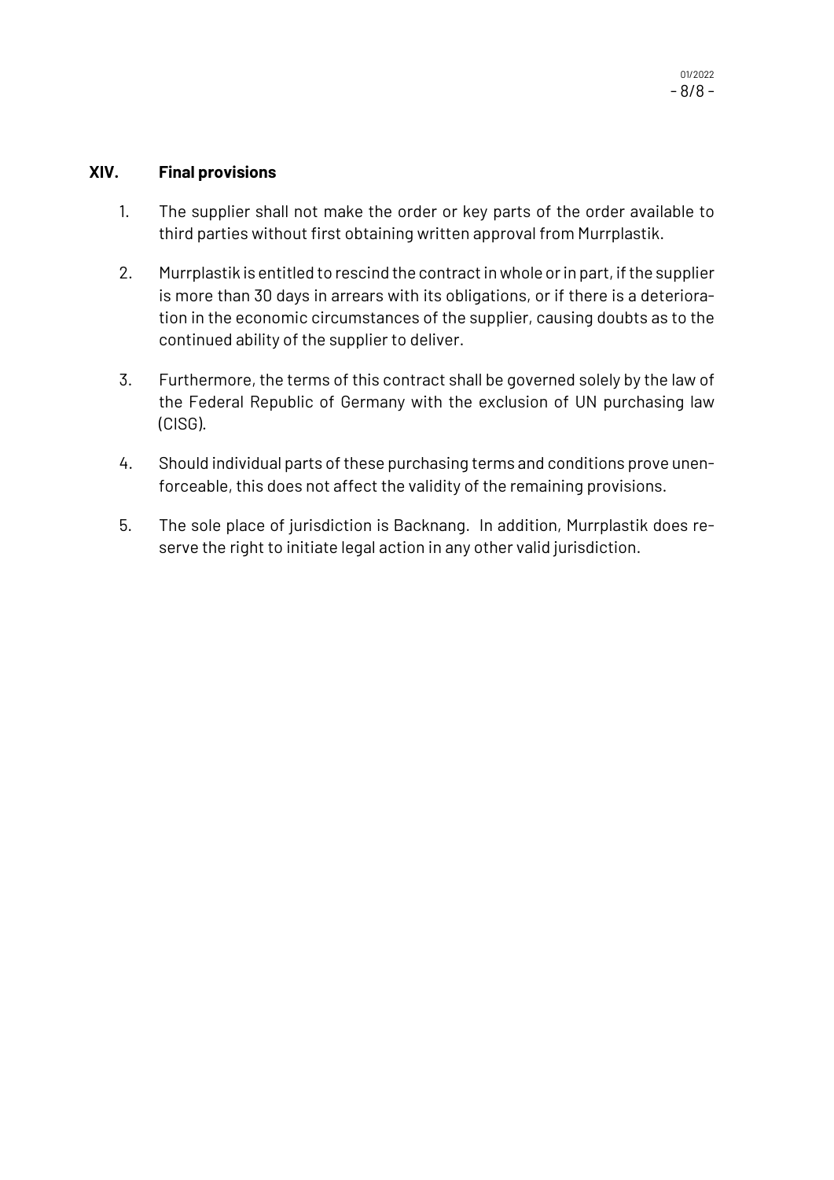## XIV. Final provisions

1. The supplier shall not make the order or key parts of the order available to third parties without first obtaining written approval from Murrplastik.

2. Murrplastik is entitled to rescind the contract in whole or in part, if the supplier is more than 30 days in arrears with its obligations, or if there is a deterioration in the economic circumstances of the supplier, causing doubts as to the continued ability of the supplier to deliver.

3. Furthermore, the terms of this contract shall be governed solely by the law of the Federal Republic of Germany with the exclusion of UN purchasing law (CISG).

4. Should individual parts of these purchasing terms and conditions prove unenforceable, this does not affect the validity of the remaining provisions.

5. The sole place of jurisdiction is Backnang. In addition, Murrplastik does reserve the right to initiate legal action in any other valid jurisdiction.